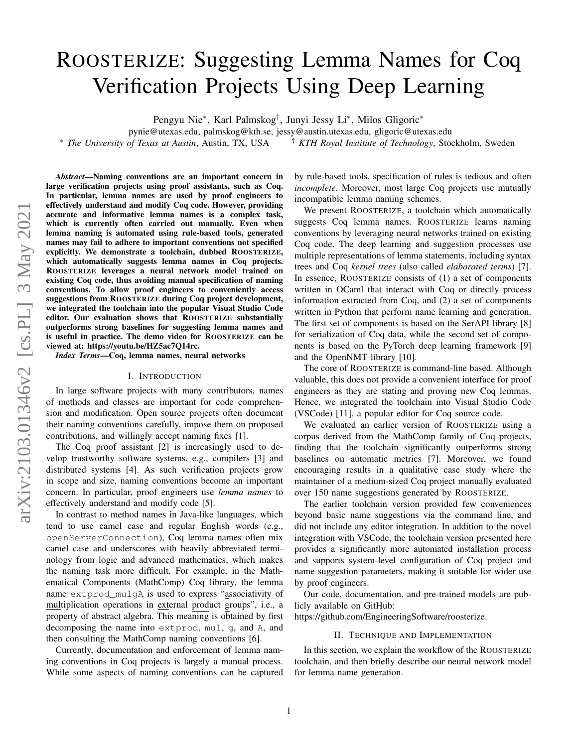# ROOSTERIZE: Suggesting Lemma Names for Coq Verification Projects Using Deep Learning

Pengyu Nie*, Karl Palmskog†, Junyi Jessy Li*, Milos Gligoric*

pynie@utexas.edu, palmskog@kth.se, jessy@austin.utexas.edu, gligoric@utexas.edu

* *The University of Texas at Austin*, Austin, TX, USA † *KTH Royal Institute of Technology*, Stockholm, Sweden

***Abstract*—Naming conventions are an important concern in large verification projects using proof assistants, such as Coq. In particular, lemma names are used by proof engineers to effectively understand and modify Coq code. However, providing accurate and informative lemma names is a complex task, which is currently often carried out manually. Even when lemma naming is automated using rule-based tools, generated names may fail to adhere to important conventions not specified explicitly. We demonstrate a toolchain, dubbed ROOSTERIZE, which automatically suggests lemma names in Coq projects. ROOSTERIZE leverages a neural network model trained on existing Coq code, thus avoiding manual specification of naming conventions. To allow proof engineers to conveniently access suggestions from ROOSTERIZE during Coq project development, we integrated the toolchain into the popular Visual Studio Code editor. Our evaluation shows that ROOSTERIZE substantially outperforms strong baselines for suggesting lemma names and is useful in practice. The demo video for ROOSTERIZE can be viewed at: https://youtu.be/HZ5ac7Q14rc.**

***Index Terms*—Coq, lemma names, neural networks**

## I. Introduction

In large software projects with many contributors, names of methods and classes are important for code comprehension and modification. Open source projects often document their naming conventions carefully, impose them on proposed contributions, and willingly accept naming fixes [1].

The Coq proof assistant [2] is increasingly used to develop trustworthy software systems, e.g., compilers [3] and distributed systems [4]. As such verification projects grow in scope and size, naming conventions become an important concern. In particular, proof engineers use *lemma names* to effectively understand and modify code [5].

In contrast to method names in Java-like languages, which tend to use camel case and regular English words (e.g., `openServerConnection`), Coq lemma names often mix camel case and underscores with heavily abbreviated terminology from logic and advanced mathematics, which makes the naming task more difficult. For example, in the Mathematical Components (MathComp) Coq library, the lemma name `extprod_mulgA` is used to express "associativity of multiplication operations in external product groups", i.e., a property of abstract algebra. This meaning is obtained by first decomposing the name into `extprod`, `mul`, `g`, and `A`, and then consulting the MathComp naming conventions [6].

Currently, documentation and enforcement of lemma naming conventions in Coq projects is largely a manual process. While some aspects of naming conventions can be captured by rule-based tools, specification of rules is tedious and often *incomplete*. Moreover, most large Coq projects use mutually incompatible lemma naming schemes.

We present ROOSTERIZE, a toolchain which automatically suggests Coq lemma names. ROOSTERIZE learns naming conventions by leveraging neural networks trained on existing Coq code. The deep learning and suggestion processes use multiple representations of lemma statements, including syntax trees and Coq *kernel trees* (also called *elaborated terms*) [7]. In essence, ROOSTERIZE consists of (1) a set of components written in OCaml that interact with Coq or directly process information extracted from Coq, and (2) a set of components written in Python that perform name learning and generation. The first set of components is based on the SerAPI library [8] for serialization of Coq data, while the second set of components is based on the PyTorch deep learning framework [9] and the OpenNMT library [10].

The core of ROOSTERIZE is command-line based. Although valuable, this does not provide a convenient interface for proof engineers as they are stating and proving new Coq lemmas. Hence, we integrated the toolchain into Visual Studio Code (VSCode) [11], a popular editor for Coq source code.

We evaluated an earlier version of ROOSTERIZE using a corpus derived from the MathComp family of Coq projects, finding that the toolchain significantly outperforms strong baselines on automatic metrics [7]. Moreover, we found encouraging results in a qualitative case study where the maintainer of a medium-sized Coq project manually evaluated over 150 name suggestions generated by ROOSTERIZE.

The earlier toolchain version provided few conveniences beyond basic name suggestions via the command line, and did not include any editor integration. In addition to the novel integration with VSCode, the toolchain version presented here provides a significantly more automated installation process and supports system-level configuration of Coq project and name suggestion parameters, making it suitable for wider use by proof engineers.

Our code, documentation, and pre-trained models are publicly available on GitHub:

https://github.com/EngineeringSoftware/roosterize.

## II. Technique and Implementation

In this section, we explain the workflow of the ROOSTERIZE toolchain, and then briefly describe our neural network model for lemma name generation.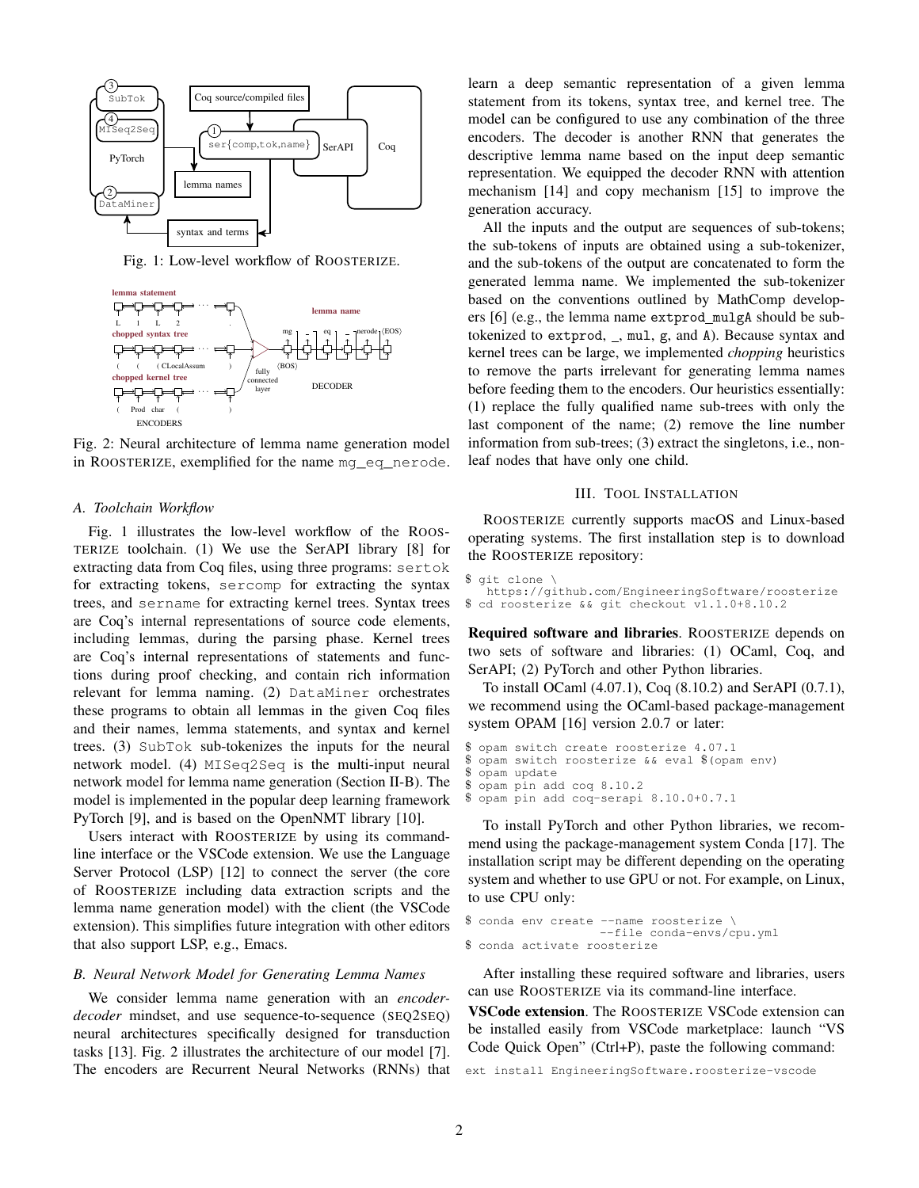Fig. 1: Low-level workflow of ROOSTERIZE.

Fig. 2: Neural architecture of lemma name generation model in ROOSTERIZE, exemplified for the name `mg_eq_nerode`.

### A. Toolchain Workflow

Fig. 1 illustrates the low-level workflow of the ROOSTERIZE toolchain. (1) We use the SerAPI library [8] for extracting data from Coq files, using three programs: `sertok` for extracting tokens, `sercomp` for extracting the syntax trees, and `sername` for extracting kernel trees. Syntax trees are Coq's internal representations of source code elements, including lemmas, during the parsing phase. Kernel trees are Coq's internal representations of statements and functions during proof checking, and contain rich information relevant for lemma naming. (2) `DataMiner` orchestrates these programs to obtain all lemmas in the given Coq files and their names, lemma statements, and syntax and kernel trees. (3) `SubTok` sub-tokenizes the inputs for the neural network model. (4) `MISeq2Seq` is the multi-input neural network model for lemma name generation (Section II-B). The model is implemented in the popular deep learning framework PyTorch [9], and is based on the OpenNMT library [10].

Users interact with ROOSTERIZE by using its command-line interface or the VSCode extension. We use the Language Server Protocol (LSP) [12] to connect the server (the core of ROOSTERIZE including data extraction scripts and the lemma name generation model) with the client (the VSCode extension). This simplifies future integration with other editors that also support LSP, e.g., Emacs.

### B. Neural Network Model for Generating Lemma Names

We consider lemma name generation with an *encoder-decoder* mindset, and use sequence-to-sequence (SEQ2SEQ) neural architectures specifically designed for transduction tasks [13]. Fig. 2 illustrates the architecture of our model [7]. The encoders are Recurrent Neural Networks (RNNs) that learn a deep semantic representation of a given lemma statement from its tokens, syntax tree, and kernel tree. The model can be configured to use any combination of the three encoders. The decoder is another RNN that generates the descriptive lemma name based on the input deep semantic representation. We equipped the decoder RNN with attention mechanism [14] and copy mechanism [15] to improve the generation accuracy.

All the inputs and the output are sequences of sub-tokens; the sub-tokens of inputs are obtained using a sub-tokenizer, and the sub-tokens of the output are concatenated to form the generated lemma name. We implemented the sub-tokenizer based on the conventions outlined by MathComp developers [6] (e.g., the lemma name `extprod_mulgA` should be sub-tokenized to `extprod`, `_`, `mul`, `g`, and `A`). Because syntax and kernel trees can be large, we implemented *chopping* heuristics to remove the parts irrelevant for generating lemma names before feeding them to the encoders. Our heuristics essentially: (1) replace the fully qualified name sub-trees with only the last component of the name; (2) remove the line number information from sub-trees; (3) extract the singletons, i.e., non-leaf nodes that have only one child.

## III. TOOL INSTALLATION

ROOSTERIZE currently supports macOS and Linux-based operating systems. The first installation step is to download the ROOSTERIZE repository:

```
$ git clone \
   https://github.com/EngineeringSoftware/roosterize
$ cd roosterize && git checkout v1.1.0+8.10.2
```

**Required software and libraries**. ROOSTERIZE depends on two sets of software and libraries: (1) OCaml, Coq, and SerAPI; (2) PyTorch and other Python libraries.

To install OCaml (4.07.1), Coq (8.10.2) and SerAPI (0.7.1), we recommend using the OCaml-based package-management system OPAM [16] version 2.0.7 or later:

```
$ opam switch create roosterize 4.07.1
$ opam switch roosterize && eval $(opam env)
$ opam update
$ opam pin add coq 8.10.2
$ opam pin add coq-serapi 8.10.0+0.7.1
```

To install PyTorch and other Python libraries, we recommend using the package-management system Conda [17]. The installation script may be different depending on the operating system and whether to use GPU or not. For example, on Linux, to use CPU only:

```
$ conda env create --name roosterize \
                   --file conda-envs/cpu.yml
$ conda activate roosterize
```

After installing these required software and libraries, users can use ROOSTERIZE via its command-line interface.

**VSCode extension**. The ROOSTERIZE VSCode extension can be installed easily from VSCode marketplace: launch "VS Code Quick Open" (Ctrl+P), paste the following command:

```
ext install EngineeringSoftware.roosterize-vscode
```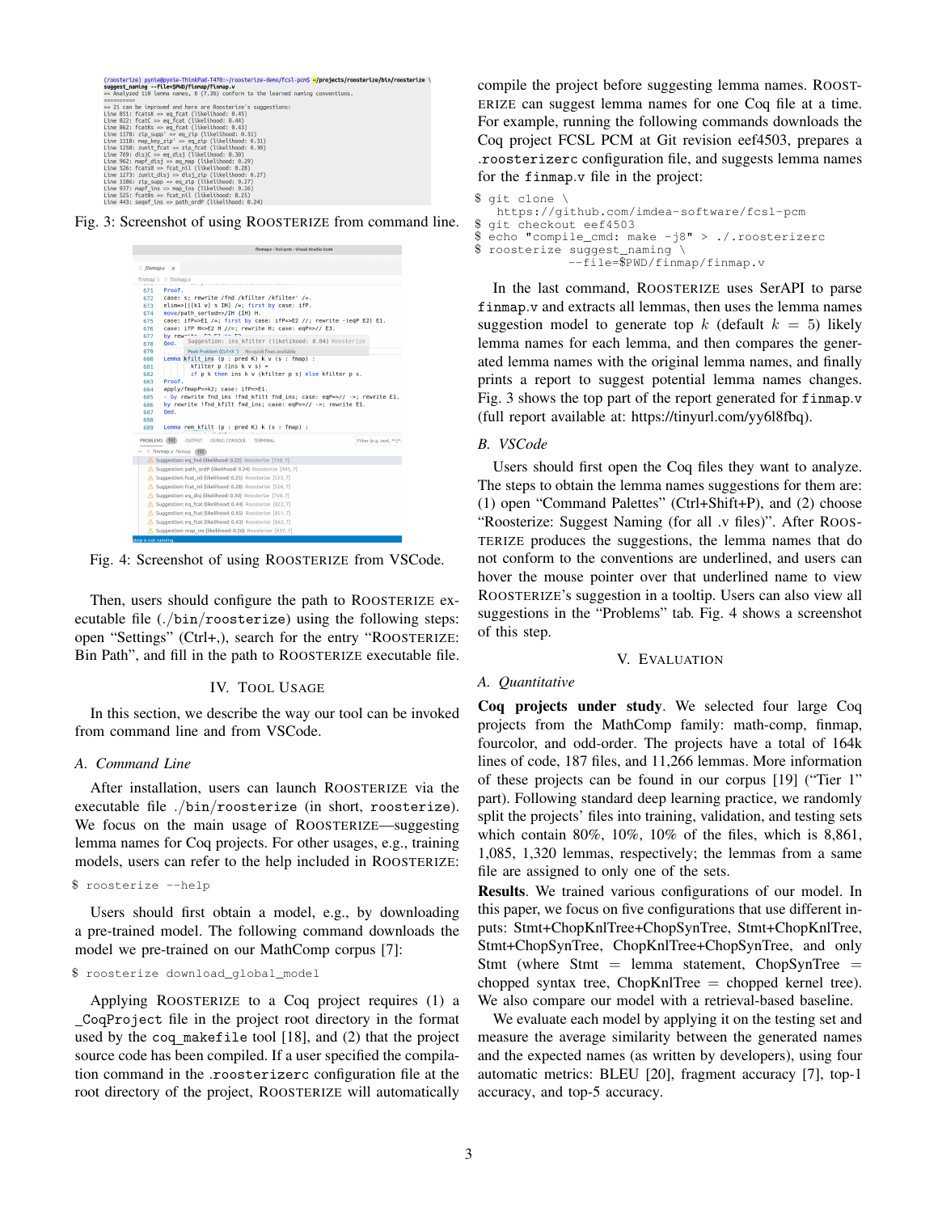Fig. 3: Screenshot of using ROOSTERIZE from command line.

Fig. 4: Screenshot of using ROOSTERIZE from VSCode.

Then, users should configure the path to ROOSTERIZE executable file (./bin/roosterize) using the following steps: open "Settings" (Ctrl+,), search for the entry "ROOSTERIZE: Bin Path", and fill in the path to ROOSTERIZE executable file.

## IV. Tool Usage

In this section, we describe the way our tool can be invoked from command line and from VSCode.

### A. Command Line

After installation, users can launch ROOSTERIZE via the executable file ./bin/roosterize (in short, roosterize). We focus on the main usage of ROOSTERIZE—suggesting lemma names for Coq projects. For other usages, e.g., training models, users can refer to the help included in ROOSTERIZE:

```
$ roosterize --help
```

Users should first obtain a model, e.g., by downloading a pre-trained model. The following command downloads the model we pre-trained on our MathComp corpus [7]:

```
$ roosterize download_global_model
```

Applying ROOSTERIZE to a Coq project requires (1) a _CoqProject file in the project root directory in the format used by the coq_makefile tool [18], and (2) that the project source code has been compiled. If a user specified the compilation command in the .roosterizerc configuration file at the root directory of the project, ROOSTERIZE will automatically compile the project before suggesting lemma names. ROOSTERIZE can suggest lemma names for one Coq file at a time. For example, running the following commands downloads the Coq project FCSL PCM at Git revision eef4503, prepares a .roosterizerc configuration file, and suggests lemma names for the finmap.v file in the project:

```
$ git clone \
  https://github.com/imdea-software/fcsl-pcm
$ git checkout eef4503
$ echo "compile_cmd: make -j8" > ./.roosterizerc
$ roosterize suggest_naming \
           --file=$PWD/finmap/finmap.v
```

In the last command, ROOSTERIZE uses SerAPI to parse finmap.v and extracts all lemmas, then uses the lemma names suggestion model to generate top $k$ (default $k = 5$) likely lemma names for each lemma, and then compares the generated lemma names with the original lemma names, and finally prints a report to suggest potential lemma names changes. Fig. 3 shows the top part of the report generated for finmap.v (full report available at: https://tinyurl.com/yy6l8fbq).

### B. VSCode

Users should first open the Coq files they want to analyze. The steps to obtain the lemma names suggestions for them are: (1) open "Command Palettes" (Ctrl+Shift+P), and (2) choose "Roosterize: Suggest Naming (for all .v files)". After ROOSTERIZE produces the suggestions, the lemma names that do not conform to the conventions are underlined, and users can hover the mouse pointer over that underlined name to view ROOSTERIZE's suggestion in a tooltip. Users can also view all suggestions in the "Problems" tab. Fig. 4 shows a screenshot of this step.

## V. Evaluation

### A. Quantitative

**Coq projects under study**. We selected four large Coq projects from the MathComp family: math-comp, finmap, fourcolor, and odd-order. The projects have a total of 164k lines of code, 187 files, and 11,266 lemmas. More information of these projects can be found in our corpus [19] ("Tier 1" part). Following standard deep learning practice, we randomly split the projects' files into training, validation, and testing sets which contain 80%, 10%, 10% of the files, which is 8,861, 1,085, 1,320 lemmas, respectively; the lemmas from a same file are assigned to only one of the sets.

**Results**. We trained various configurations of our model. In this paper, we focus on five configurations that use different inputs: Stmt+ChopKnlTree+ChopSynTree, Stmt+ChopKnlTree, Stmt+ChopSynTree, ChopKnlTree+ChopSynTree, and only Stmt (where Stmt = lemma statement, ChopSynTree = chopped syntax tree, ChopKnlTree = chopped kernel tree). We also compare our model with a retrieval-based baseline.

We evaluate each model by applying it on the testing set and measure the average similarity between the generated names and the expected names (as written by developers), using four automatic metrics: BLEU [20], fragment accuracy [7], top-1 accuracy, and top-5 accuracy.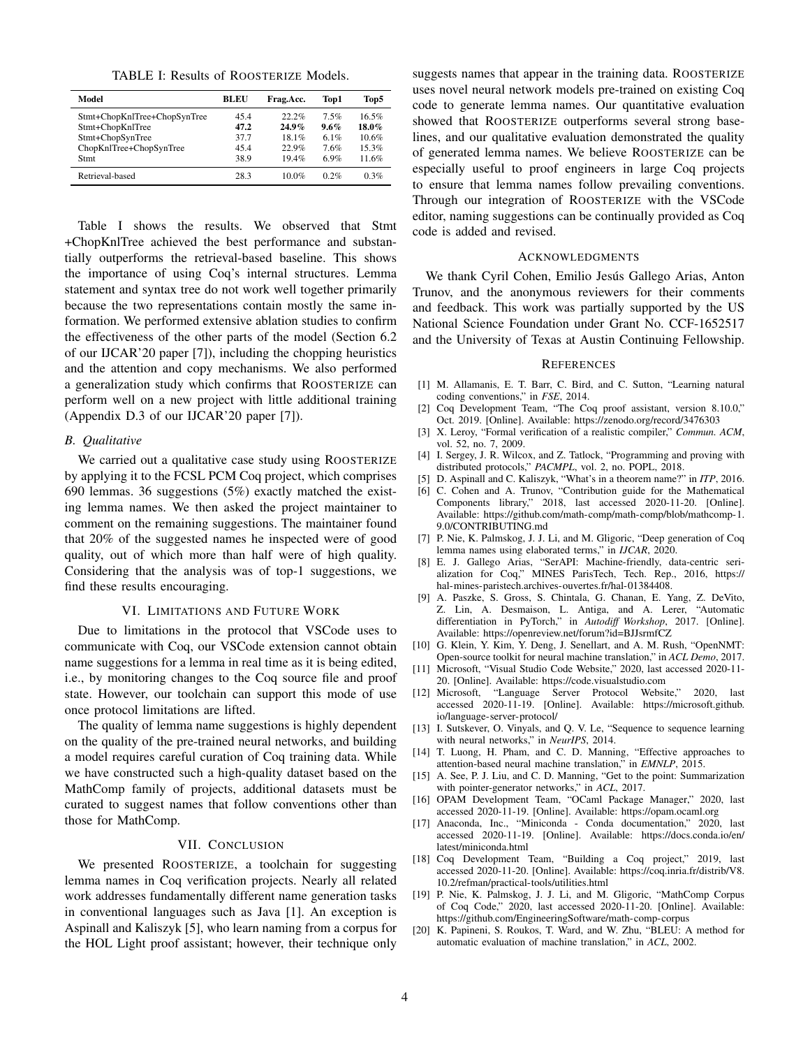TABLE I: Results of ROOSTERIZE Models.

| Model | BLEU | Frag.Acc. | Top1 | Top5 |
|---|---|---|---|---|
| Stmt+ChopKnlTree+ChopSynTree | 45.4 | 22.2% | 7.5% | 16.5% |
| Stmt+ChopKnlTree | **47.2** | **24.9%** | **9.6%** | **18.0%** |
| Stmt+ChopSynTree | 37.7 | 18.1% | 6.1% | 10.6% |
| ChopKnlTree+ChopSynTree | 45.4 | 22.9% | 7.6% | 15.3% |
| Stmt | 38.9 | 19.4% | 6.9% | 11.6% |
| Retrieval-based | 28.3 | 10.0% | 0.2% | 0.3% |

Table I shows the results. We observed that Stmt +ChopKnlTree achieved the best performance and substantially outperforms the retrieval-based baseline. This shows the importance of using Coq's internal structures. Lemma statement and syntax tree do not work well together primarily because the two representations contain mostly the same information. We performed extensive ablation studies to confirm the effectiveness of the other parts of the model (Section 6.2 of our IJCAR'20 paper [7]), including the chopping heuristics and the attention and copy mechanisms. We also performed a generalization study which confirms that ROOSTERIZE can perform well on a new project with little additional training (Appendix D.3 of our IJCAR'20 paper [7]).

### *B. Qualitative*

We carried out a qualitative case study using ROOSTERIZE by applying it to the FCSL PCM Coq project, which comprises 690 lemmas. 36 suggestions (5%) exactly matched the existing lemma names. We then asked the project maintainer to comment on the remaining suggestions. The maintainer found that 20% of the suggested names he inspected were of good quality, out of which more than half were of high quality. Considering that the analysis was of top-1 suggestions, we find these results encouraging.

## VI. LIMITATIONS AND FUTURE WORK

Due to limitations in the protocol that VSCode uses to communicate with Coq, our VSCode extension cannot obtain name suggestions for a lemma in real time as it is being edited, i.e., by monitoring changes to the Coq source file and proof state. However, our toolchain can support this mode of use once protocol limitations are lifted.

The quality of lemma name suggestions is highly dependent on the quality of the pre-trained neural networks, and building a model requires careful curation of Coq training data. While we have constructed such a high-quality dataset based on the MathComp family of projects, additional datasets must be curated to suggest names that follow conventions other than those for MathComp.

## VII. CONCLUSION

We presented ROOSTERIZE, a toolchain for suggesting lemma names in Coq verification projects. Nearly all related work addresses fundamentally different name generation tasks in conventional languages such as Java [1]. An exception is Aspinall and Kaliszyk [5], who learn naming from a corpus for the HOL Light proof assistant; however, their technique only suggests names that appear in the training data. ROOSTERIZE uses novel neural network models pre-trained on existing Coq code to generate lemma names. Our quantitative evaluation showed that ROOSTERIZE outperforms several strong baselines, and our qualitative evaluation demonstrated the quality of generated lemma names. We believe ROOSTERIZE can be especially useful to proof engineers in large Coq projects to ensure that lemma names follow prevailing conventions. Through our integration of ROOSTERIZE with the VSCode editor, naming suggestions can be continually provided as Coq code is added and revised.

## ACKNOWLEDGMENTS

We thank Cyril Cohen, Emilio Jesús Gallego Arias, Anton Trunov, and the anonymous reviewers for their comments and feedback. This work was partially supported by the US National Science Foundation under Grant No. CCF-1652517 and the University of Texas at Austin Continuing Fellowship.

## REFERENCES

[1] M. Allamanis, E. T. Barr, C. Bird, and C. Sutton, "Learning natural coding conventions," in *FSE*, 2014.

[2] Coq Development Team, "The Coq proof assistant, version 8.10.0," Oct. 2019. [Online]. Available: https://zenodo.org/record/3476303

[3] X. Leroy, "Formal verification of a realistic compiler," *Commun. ACM*, vol. 52, no. 7, 2009.

[4] I. Sergey, J. R. Wilcox, and Z. Tatlock, "Programming and proving with distributed protocols," *PACMPL*, vol. 2, no. POPL, 2018.

[5] D. Aspinall and C. Kaliszyk, "What's in a theorem name?" in *ITP*, 2016.

[6] C. Cohen and A. Trunov, "Contribution guide for the Mathematical Components library," 2018, last accessed 2020-11-20. [Online]. Available: https://github.com/math-comp/math-comp/blob/mathcomp-1.9.0/CONTRIBUTING.md

[7] P. Nie, K. Palmskog, J. J. Li, and M. Gligoric, "Deep generation of Coq lemma names using elaborated terms," in *IJCAR*, 2020.

[8] E. J. Gallego Arias, "SerAPI: Machine-friendly, data-centric serialization for Coq," MINES ParisTech, Tech. Rep., 2016, https://hal-mines-paristech.archives-ouvertes.fr/hal-01384408.

[9] A. Paszke, S. Gross, S. Chintala, G. Chanan, E. Yang, Z. DeVito, Z. Lin, A. Desmaison, L. Antiga, and A. Lerer, "Automatic differentiation in PyTorch," in *Autodiff Workshop*, 2017. [Online]. Available: https://openreview.net/forum?id=BJJsrmfCZ

[10] G. Klein, Y. Kim, Y. Deng, J. Senellart, and A. M. Rush, "OpenNMT: Open-source toolkit for neural machine translation," in *ACL Demo*, 2017.

[11] Microsoft, "Visual Studio Code Website," 2020, last accessed 2020-11-20. [Online]. Available: https://code.visualstudio.com

[12] Microsoft, "Language Server Protocol Website," 2020, last accessed 2020-11-19. [Online]. Available: https://microsoft.github.io/language-server-protocol/

[13] I. Sutskever, O. Vinyals, and Q. V. Le, "Sequence to sequence learning with neural networks," in *NeurIPS*, 2014.

[14] T. Luong, H. Pham, and C. D. Manning, "Effective approaches to attention-based neural machine translation," in *EMNLP*, 2015.

[15] A. See, P. J. Liu, and C. D. Manning, "Get to the point: Summarization with pointer-generator networks," in *ACL*, 2017.

[16] OPAM Development Team, "OCaml Package Manager," 2020, last accessed 2020-11-19. [Online]. Available: https://opam.ocaml.org

[17] Anaconda, Inc., "Miniconda - Conda documentation," 2020, last accessed 2020-11-19. [Online]. Available: https://docs.conda.io/en/latest/miniconda.html

[18] Coq Development Team, "Building a Coq project," 2019, last accessed 2020-11-20. [Online]. Available: https://coq.inria.fr/distrib/V8.10.2/refman/practical-tools/utilities.html

[19] P. Nie, K. Palmskog, J. J. Li, and M. Gligoric, "MathComp Corpus of Coq Code," 2020, last accessed 2020-11-20. [Online]. Available: https://github.com/EngineeringSoftware/math-comp-corpus

[20] K. Papineni, S. Roukos, T. Ward, and W. Zhu, "BLEU: A method for automatic evaluation of machine translation," in *ACL*, 2002.